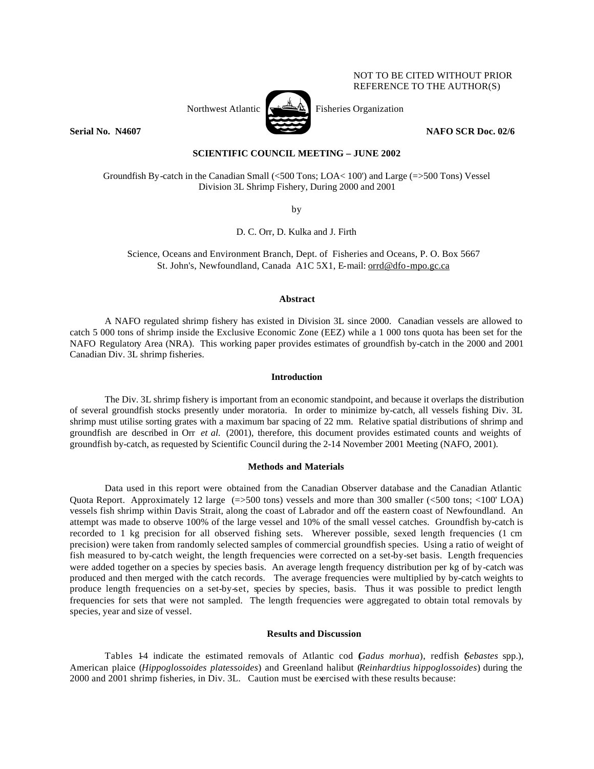NOT TO BE CITED WITHOUT PRIOR REFERENCE TO THE AUTHOR(S)

Northwest Atlantic Fisheries Organization

**Serial No. N4607** **NAFO SCR Doc. 02/6**

**SCIENTIFIC COUNCIL MEETING – JUNE 2002**

Groundfish By-catch in the Canadian Small (<500 Tons; LOA< 100') and Large (=>500 Tons) Vessel Division 3L Shrimp Fishery, During 2000 and 2001

by

D. C. Orr, D. Kulka and J. Firth

Science, Oceans and Environment Branch, Dept. of Fisheries and Oceans, P. O. Box 5667
St. John's, Newfoundland, Canada A1C 5X1, E-mail: orrd@dfo-mpo.gc.ca

## Abstract

A NAFO regulated shrimp fishery has existed in Division 3L since 2000. Canadian vessels are allowed to catch 5 000 tons of shrimp inside the Exclusive Economic Zone (EEZ) while a 1 000 tons quota has been set for the NAFO Regulatory Area (NRA). This working paper provides estimates of groundfish by-catch in the 2000 and 2001 Canadian Div. 3L shrimp fisheries.

## Introduction

The Div. 3L shrimp fishery is important from an economic standpoint, and because it overlaps the distribution of several groundfish stocks presently under moratoria. In order to minimize by-catch, all vessels fishing Div. 3L shrimp must utilise sorting grates with a maximum bar spacing of 22 mm. Relative spatial distributions of shrimp and groundfish are described in Orr *et al.* (2001), therefore, this document provides estimated counts and weights of groundfish by-catch, as requested by Scientific Council during the 2-14 November 2001 Meeting (NAFO, 2001).

## Methods and Materials

Data used in this report were obtained from the Canadian Observer database and the Canadian Atlantic Quota Report. Approximately 12 large (=>500 tons) vessels and more than 300 smaller (<500 tons; <100' LOA) vessels fish shrimp within Davis Strait, along the coast of Labrador and off the eastern coast of Newfoundland. An attempt was made to observe 100% of the large vessel and 10% of the small vessel catches. Groundfish by-catch is recorded to 1 kg precision for all observed fishing sets. Wherever possible, sexed length frequencies (1 cm precision) were taken from randomly selected samples of commercial groundfish species. Using a ratio of weight of fish measured to by-catch weight, the length frequencies were corrected on a set-by-set basis. Length frequencies were added together on a species by species basis. An average length frequency distribution per kg of by-catch was produced and then merged with the catch records. The average frequencies were multiplied by by-catch weights to produce length frequencies on a set-by-set, species by species, basis. Thus it was possible to predict length frequencies for sets that were not sampled. The length frequencies were aggregated to obtain total removals by species, year and size of vessel.

## Results and Discussion

Tables 1-4 indicate the estimated removals of Atlantic cod (*Gadus morhua*), redfish (*Sebastes* spp.), American plaice (*Hippoglossoides platessoides*) and Greenland halibut (*Reinhardtius hippoglossoides*) during the 2000 and 2001 shrimp fisheries, in Div. 3L. Caution must be exercised with these results because: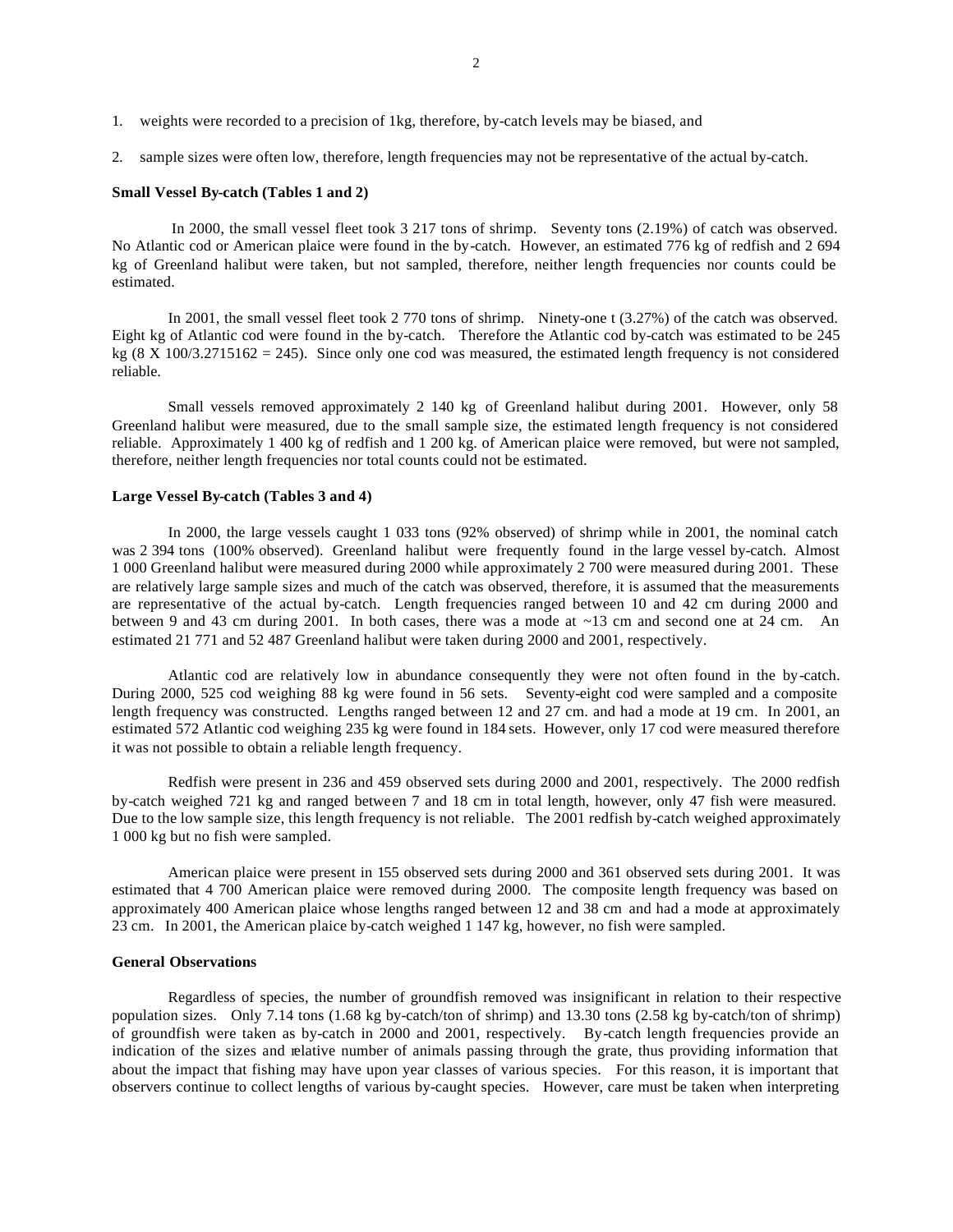1. weights were recorded to a precision of 1kg, therefore, by-catch levels may be biased, and
2. sample sizes were often low, therefore, length frequencies may not be representative of the actual by-catch.

**Small Vessel By-catch (Tables 1 and 2)**

In 2000, the small vessel fleet took 3 217 tons of shrimp. Seventy tons (2.19%) of catch was observed. No Atlantic cod or American plaice were found in the by-catch. However, an estimated 776 kg of redfish and 2 694 kg of Greenland halibut were taken, but not sampled, therefore, neither length frequencies nor counts could be estimated.

In 2001, the small vessel fleet took 2 770 tons of shrimp. Ninety-one t (3.27%) of the catch was observed. Eight kg of Atlantic cod were found in the by-catch. Therefore the Atlantic cod by-catch was estimated to be 245 kg (8 X 100/3.2715162 = 245). Since only one cod was measured, the estimated length frequency is not considered reliable.

Small vessels removed approximately 2 140 kg of Greenland halibut during 2001. However, only 58 Greenland halibut were measured, due to the small sample size, the estimated length frequency is not considered reliable. Approximately 1 400 kg of redfish and 1 200 kg. of American plaice were removed, but were not sampled, therefore, neither length frequencies nor total counts could not be estimated.

**Large Vessel By-catch (Tables 3 and 4)**

In 2000, the large vessels caught 1 033 tons (92% observed) of shrimp while in 2001, the nominal catch was 2 394 tons (100% observed). Greenland halibut were frequently found in the large vessel by-catch. Almost 1 000 Greenland halibut were measured during 2000 while approximately 2 700 were measured during 2001. These are relatively large sample sizes and much of the catch was observed, therefore, it is assumed that the measurements are representative of the actual by-catch. Length frequencies ranged between 10 and 42 cm during 2000 and between 9 and 43 cm during 2001. In both cases, there was a mode at ~13 cm and second one at 24 cm. An estimated 21 771 and 52 487 Greenland halibut were taken during 2000 and 2001, respectively.

Atlantic cod are relatively low in abundance consequently they were not often found in the by-catch. During 2000, 525 cod weighing 88 kg were found in 56 sets. Seventy-eight cod were sampled and a composite length frequency was constructed. Lengths ranged between 12 and 27 cm. and had a mode at 19 cm. In 2001, an estimated 572 Atlantic cod weighing 235 kg were found in 184 sets. However, only 17 cod were measured therefore it was not possible to obtain a reliable length frequency.

Redfish were present in 236 and 459 observed sets during 2000 and 2001, respectively. The 2000 redfish by-catch weighed 721 kg and ranged between 7 and 18 cm in total length, however, only 47 fish were measured. Due to the low sample size, this length frequency is not reliable. The 2001 redfish by-catch weighed approximately 1 000 kg but no fish were sampled.

American plaice were present in 155 observed sets during 2000 and 361 observed sets during 2001. It was estimated that 4 700 American plaice were removed during 2000. The composite length frequency was based on approximately 400 American plaice whose lengths ranged between 12 and 38 cm and had a mode at approximately 23 cm. In 2001, the American plaice by-catch weighed 1 147 kg, however, no fish were sampled.

**General Observations**

Regardless of species, the number of groundfish removed was insignificant in relation to their respective population sizes. Only 7.14 tons (1.68 kg by-catch/ton of shrimp) and 13.30 tons (2.58 kg by-catch/ton of shrimp) of groundfish were taken as by-catch in 2000 and 2001, respectively. By-catch length frequencies provide an indication of the sizes and relative number of animals passing through the grate, thus providing information that about the impact that fishing may have upon year classes of various species. For this reason, it is important that observers continue to collect lengths of various by-caught species. However, care must be taken when interpreting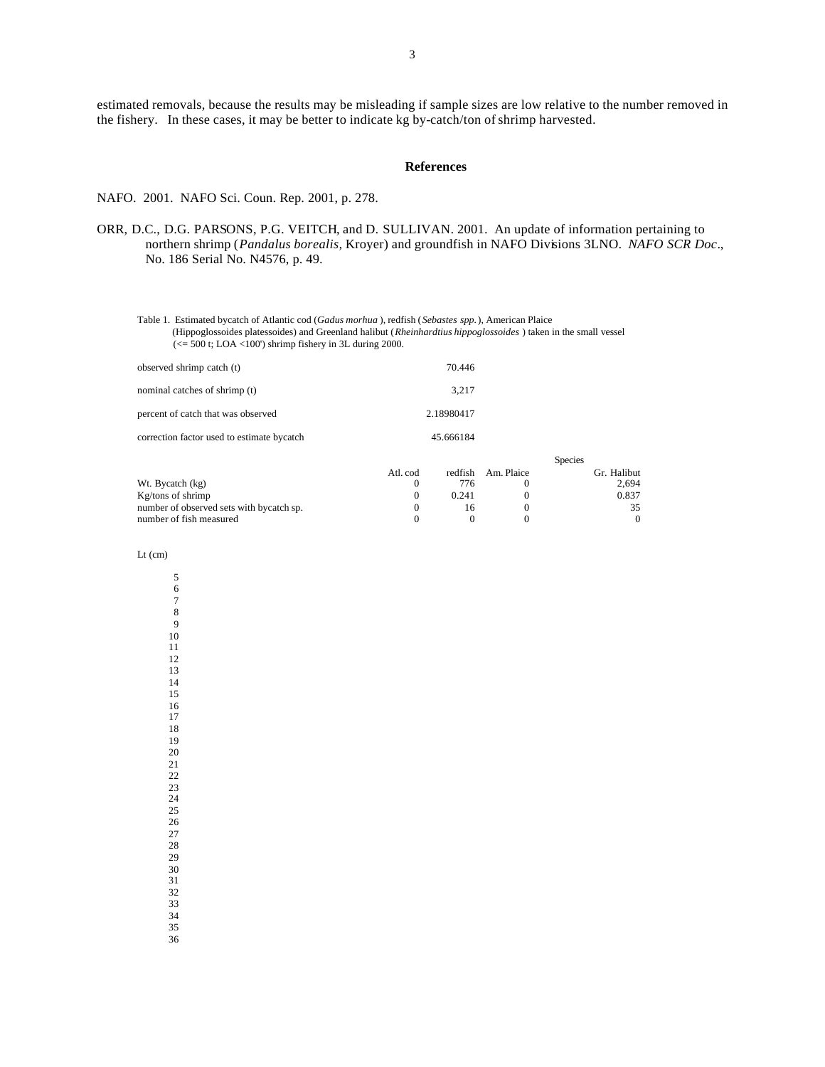estimated removals, because the results may be misleading if sample sizes are low relative to the number removed in the fishery. In these cases, it may be better to indicate kg by-catch/ton of shrimp harvested.

## References

NAFO. 2001. NAFO Sci. Coun. Rep. 2001, p. 278.

ORR, D.C., D.G. PARSONS, P.G. VEITCH, and D. SULLIVAN. 2001. An update of information pertaining to northern shrimp (*Pandalus borealis*, Kroyer) and groundfish in NAFO Divisions 3LNO. *NAFO SCR Doc*., No. 186 Serial No. N4576, p. 49.

Table 1. Estimated bycatch of Atlantic cod (*Gadus morhua* ), redfish (*Sebastes spp.* ), American Plaice (Hippoglossoides platessoides) and Greenland halibut (*Rheinhardtius hippoglossoides* ) taken in the small vessel (<= 500 t; LOA <100') shrimp fishery in 3L during 2000.

| | |
|---|---|
| observed shrimp catch (t) | 70.446 |
| nominal catches of shrimp (t) | 3,217 |
| percent of catch that was observed | 2.18980417 |
| correction factor used to estimate bycatch | 45.666184 |

| | Species | | | |
|---|---|---|---|---|
| | Atl. cod | redfish | Am. Plaice | Gr. Halibut |
| Wt. Bycatch (kg) | 0 | 776 | 0 | 2,694 |
| Kg/tons of shrimp | 0 | 0.241 | 0 | 0.837 |
| number of observed sets with bycatch sp. | 0 | 16 | 0 | 35 |
| number of fish measured | 0 | 0 | 0 | 0 |

| Lt (cm) |
|---|
| 5 |
| 6 |
| 7 |
| 8 |
| 9 |
| 10 |
| 11 |
| 12 |
| 13 |
| 14 |
| 15 |
| 16 |
| 17 |
| 18 |
| 19 |
| 20 |
| 21 |
| 22 |
| 23 |
| 24 |
| 25 |
| 26 |
| 27 |
| 28 |
| 29 |
| 30 |
| 31 |
| 32 |
| 33 |
| 34 |
| 35 |
| 36 |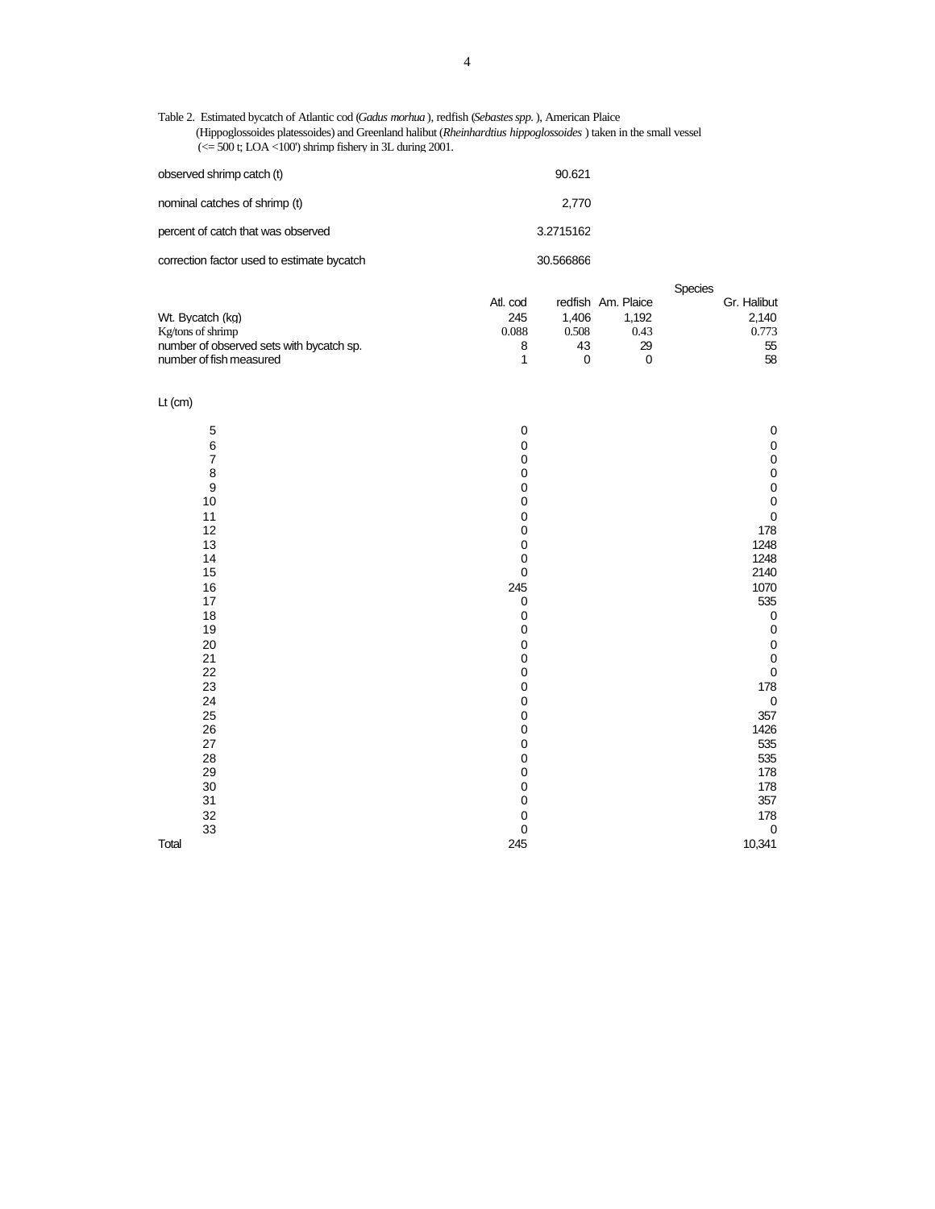Table 2. Estimated bycatch of Atlantic cod (*Gadus morhua*), redfish (*Sebastes spp.*), American Plaice (Hippoglossoides platessoides) and Greenland halibut (*Rheinhardtius hippoglossoides*) taken in the small vessel (<= 500 t; LOA <100') shrimp fishery in 3L during 2001.

| | |
|---|---|
| observed shrimp catch (t) | 90.621 |
| nominal catches of shrimp (t) | 2,770 |
| percent of catch that was observed | 3.2715162 |
| correction factor used to estimate bycatch | 30.566866 |

| | Species | | | |
|---|---|---|---|---|
| | Atl. cod | redfish | Am. Plaice | Gr. Halibut |
| Wt. Bycatch (kg) | 245 | 1,406 | 1,192 | 2,140 |
| Kg/tons of shrimp | 0.088 | 0.508 | 0.43 | 0.773 |
| number of observed sets with bycatch sp. | 8 | 43 | 29 | 55 |
| number of fish measured | 1 | 0 | 0 | 58 |

| Lt (cm) | Atl. cod | redfish | Am. Plaice | Gr. Halibut |
|---|---|---|---|---|
| 5 | 0 | | | 0 |
| 6 | 0 | | | 0 |
| 7 | 0 | | | 0 |
| 8 | 0 | | | 0 |
| 9 | 0 | | | 0 |
| 10 | 0 | | | 0 |
| 11 | 0 | | | 0 |
| 12 | 0 | | | 178 |
| 13 | 0 | | | 1248 |
| 14 | 0 | | | 1248 |
| 15 | 0 | | | 2140 |
| 16 | 245 | | | 1070 |
| 17 | 0 | | | 535 |
| 18 | 0 | | | 0 |
| 19 | 0 | | | 0 |
| 20 | 0 | | | 0 |
| 21 | 0 | | | 0 |
| 22 | 0 | | | 0 |
| 23 | 0 | | | 178 |
| 24 | 0 | | | 0 |
| 25 | 0 | | | 357 |
| 26 | 0 | | | 1426 |
| 27 | 0 | | | 535 |
| 28 | 0 | | | 535 |
| 29 | 0 | | | 178 |
| 30 | 0 | | | 178 |
| 31 | 0 | | | 357 |
| 32 | 0 | | | 178 |
| 33 | 0 | | | 0 |
| Total | 245 | | | 10,341 |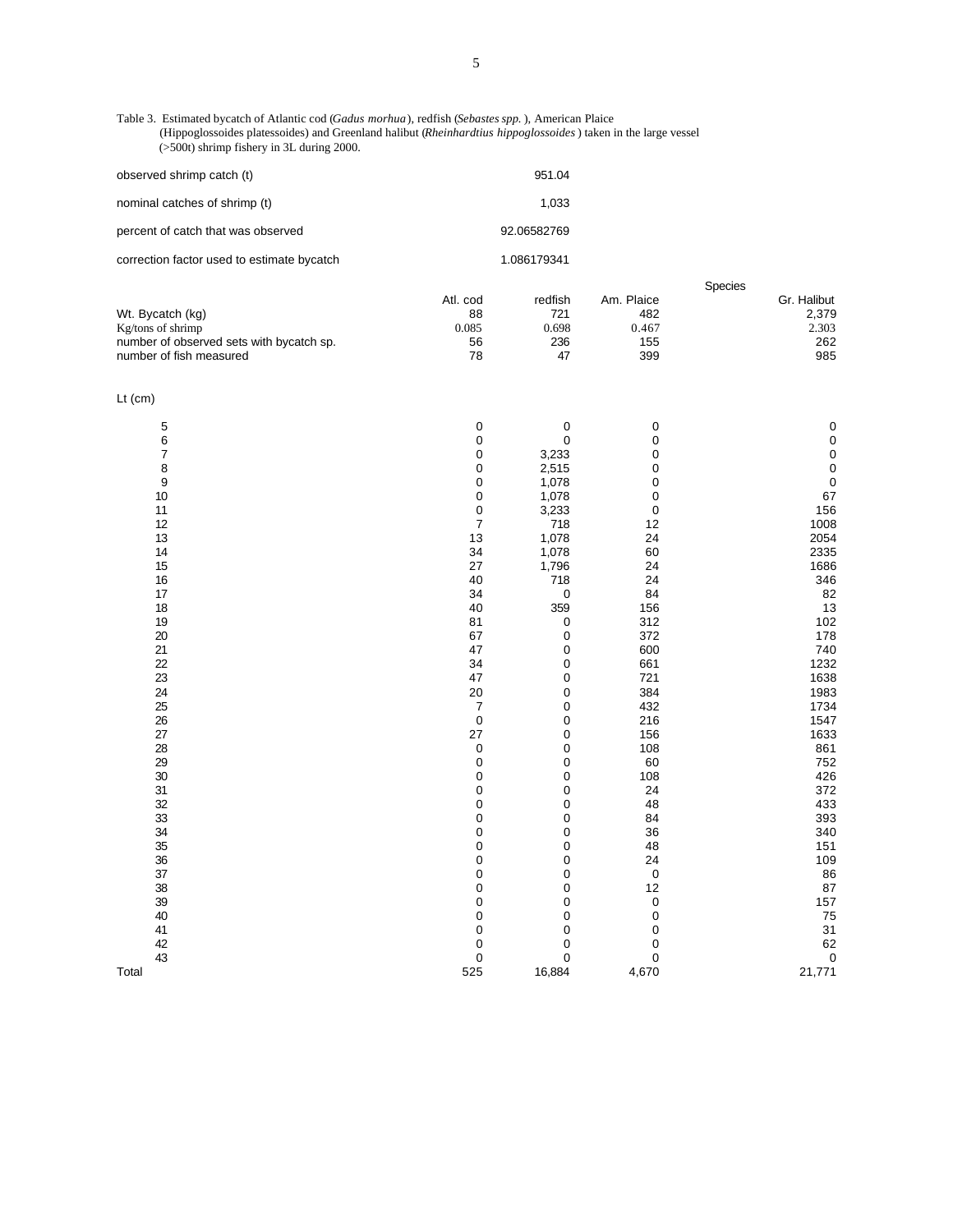Table 3. Estimated bycatch of Atlantic cod (*Gadus morhua*), redfish (*Sebastes spp.*), American Plaice (Hippoglossoides platessoides) and Greenland halibut (*Rheinhardtius hippoglossoides*) taken in the large vessel (>500t) shrimp fishery in 3L during 2000.

| | |
|---|---|
| observed shrimp catch (t) | 951.04 |
| nominal catches of shrimp (t) | 1,033 |
| percent of catch that was observed | 92.06582769 |
| correction factor used to estimate bycatch | 1.086179341 |

| | Species | | | |
|---|---|---|---|---|
| | Atl. cod | redfish | Am. Plaice | Gr. Halibut |
| Wt. Bycatch (kg) | 88 | 721 | 482 | 2,379 |
| Kg/tons of shrimp | 0.085 | 0.698 | 0.467 | 2.303 |
| number of observed sets with bycatch sp. | 56 | 236 | 155 | 262 |
| number of fish measured | 78 | 47 | 399 | 985 |

| Lt (cm) | Atl. cod | redfish | Am. Plaice | Gr. Halibut |
|---|---|---|---|---|
| 5 | 0 | 0 | 0 | 0 |
| 6 | 0 | 0 | 0 | 0 |
| 7 | 0 | 3,233 | 0 | 0 |
| 8 | 0 | 2,515 | 0 | 0 |
| 9 | 0 | 1,078 | 0 | 0 |
| 10 | 0 | 1,078 | 0 | 67 |
| 11 | 0 | 3,233 | 0 | 156 |
| 12 | 7 | 718 | 12 | 1008 |
| 13 | 13 | 1,078 | 24 | 2054 |
| 14 | 34 | 1,078 | 60 | 2335 |
| 15 | 27 | 1,796 | 24 | 1686 |
| 16 | 40 | 718 | 24 | 346 |
| 17 | 34 | 0 | 84 | 82 |
| 18 | 40 | 359 | 156 | 13 |
| 19 | 81 | 0 | 312 | 102 |
| 20 | 67 | 0 | 372 | 178 |
| 21 | 47 | 0 | 600 | 740 |
| 22 | 34 | 0 | 661 | 1232 |
| 23 | 47 | 0 | 721 | 1638 |
| 24 | 20 | 0 | 384 | 1983 |
| 25 | 7 | 0 | 432 | 1734 |
| 26 | 0 | 0 | 216 | 1547 |
| 27 | 27 | 0 | 156 | 1633 |
| 28 | 0 | 0 | 108 | 861 |
| 29 | 0 | 0 | 60 | 752 |
| 30 | 0 | 0 | 108 | 426 |
| 31 | 0 | 0 | 24 | 372 |
| 32 | 0 | 0 | 48 | 433 |
| 33 | 0 | 0 | 84 | 393 |
| 34 | 0 | 0 | 36 | 340 |
| 35 | 0 | 0 | 48 | 151 |
| 36 | 0 | 0 | 24 | 109 |
| 37 | 0 | 0 | 0 | 86 |
| 38 | 0 | 0 | 12 | 87 |
| 39 | 0 | 0 | 0 | 157 |
| 40 | 0 | 0 | 0 | 75 |
| 41 | 0 | 0 | 0 | 31 |
| 42 | 0 | 0 | 0 | 62 |
| 43 | 0 | 0 | 0 | 0 |
| Total | 525 | 16,884 | 4,670 | 21,771 |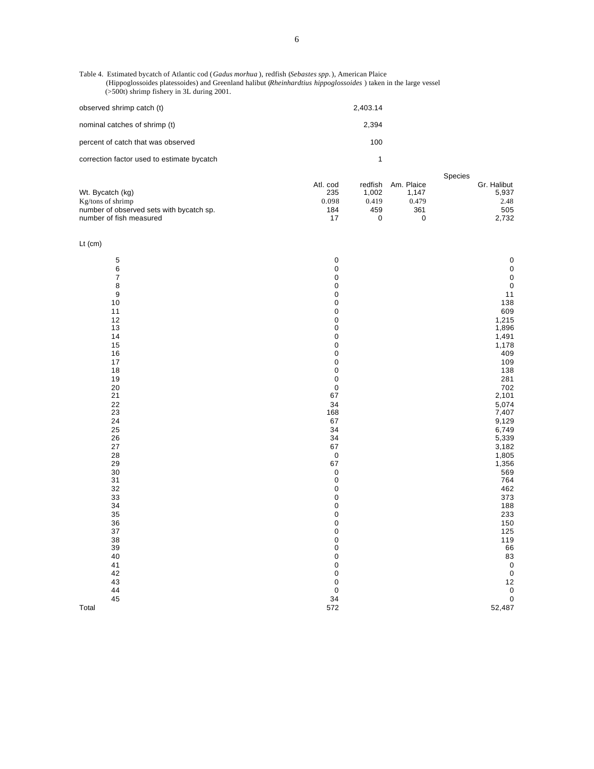Table 4. Estimated bycatch of Atlantic cod (*Gadus morhua*), redfish (*Sebastes spp.*), American Plaice (Hippoglossoides platessoides) and Greenland halibut (*Rheinhardtius hippoglossoides*) taken in the large vessel (>500t) shrimp fishery in 3L during 2001.

| | |
|---|---|
| observed shrimp catch (t) | 2,403.14 |
| nominal catches of shrimp (t) | 2,394 |
| percent of catch that was observed | 100 |
| correction factor used to estimate bycatch | 1 |

| | Species | | | |
|---|---|---|---|---|
| | Atl. cod | redfish | Am. Plaice | Gr. Halibut |
| Wt. Bycatch (kg) | 235 | 1,002 | 1,147 | 5,937 |
| Kg/tons of shrimp | 0.098 | 0.419 | 0.479 | 2.48 |
| number of observed sets with bycatch sp. | 184 | 459 | 361 | 505 |
| number of fish measured | 17 | 0 | 0 | 2,732 |

| Lt (cm) | Atl. cod | Gr. Halibut |
|---|---|---|
| 5 | 0 | 0 |
| 6 | 0 | 0 |
| 7 | 0 | 0 |
| 8 | 0 | 0 |
| 9 | 0 | 11 |
| 10 | 0 | 138 |
| 11 | 0 | 609 |
| 12 | 0 | 1,215 |
| 13 | 0 | 1,896 |
| 14 | 0 | 1,491 |
| 15 | 0 | 1,178 |
| 16 | 0 | 409 |
| 17 | 0 | 109 |
| 18 | 0 | 138 |
| 19 | 0 | 281 |
| 20 | 0 | 702 |
| 21 | 67 | 2,101 |
| 22 | 34 | 5,074 |
| 23 | 168 | 7,407 |
| 24 | 67 | 9,129 |
| 25 | 34 | 6,749 |
| 26 | 34 | 5,339 |
| 27 | 67 | 3,182 |
| 28 | 0 | 1,805 |
| 29 | 67 | 1,356 |
| 30 | 0 | 569 |
| 31 | 0 | 764 |
| 32 | 0 | 462 |
| 33 | 0 | 373 |
| 34 | 0 | 188 |
| 35 | 0 | 233 |
| 36 | 0 | 150 |
| 37 | 0 | 125 |
| 38 | 0 | 119 |
| 39 | 0 | 66 |
| 40 | 0 | 83 |
| 41 | 0 | 0 |
| 42 | 0 | 0 |
| 43 | 0 | 12 |
| 44 | 0 | 0 |
| 45 | 34 | 0 |
| Total | 572 | 52,487 |